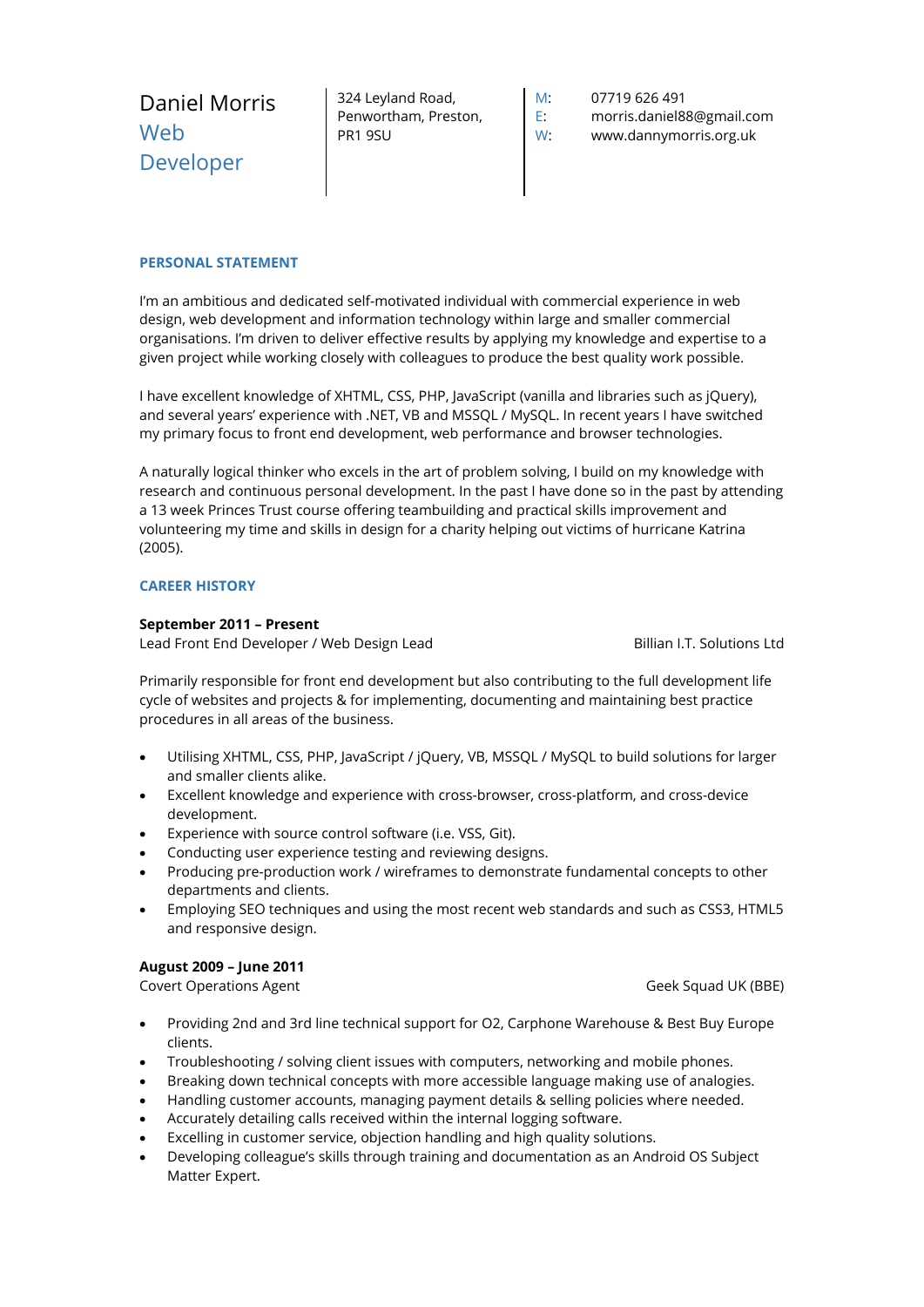# Daniel Morris

## Web Developer

324 Leyland Road,
Penwortham, Preston,
PR1 9SU

M: 07719 626 491
E: morris.daniel88@gmail.com
W: www.dannymorris.org.uk

### PERSONAL STATEMENT

I'm an ambitious and dedicated self-motivated individual with commercial experience in web design, web development and information technology within large and smaller commercial organisations. I'm driven to deliver effective results by applying my knowledge and expertise to a given project while working closely with colleagues to produce the best quality work possible.

I have excellent knowledge of XHTML, CSS, PHP, JavaScript (vanilla and libraries such as jQuery), and several years' experience with .NET, VB and MSSQL / MySQL. In recent years I have switched my primary focus to front end development, web performance and browser technologies.

A naturally logical thinker who excels in the art of problem solving, I build on my knowledge with research and continuous personal development. In the past I have done so in the past by attending a 13 week Princes Trust course offering teambuilding and practical skills improvement and volunteering my time and skills in design for a charity helping out victims of hurricane Katrina (2005).

### CAREER HISTORY

**September 2011 – Present**
Lead Front End Developer / Web Design Lead — Billian I.T. Solutions Ltd

Primarily responsible for front end development but also contributing to the full development life cycle of websites and projects & for implementing, documenting and maintaining best practice procedures in all areas of the business.

- Utilising XHTML, CSS, PHP, JavaScript / jQuery, VB, MSSQL / MySQL to build solutions for larger and smaller clients alike.
- Excellent knowledge and experience with cross-browser, cross-platform, and cross-device development.
- Experience with source control software (i.e. VSS, Git).
- Conducting user experience testing and reviewing designs.
- Producing pre-production work / wireframes to demonstrate fundamental concepts to other departments and clients.
- Employing SEO techniques and using the most recent web standards and such as CSS3, HTML5 and responsive design.

**August 2009 – June 2011**
Covert Operations Agent — Geek Squad UK (BBE)

- Providing 2nd and 3rd line technical support for O2, Carphone Warehouse & Best Buy Europe clients.
- Troubleshooting / solving client issues with computers, networking and mobile phones.
- Breaking down technical concepts with more accessible language making use of analogies.
- Handling customer accounts, managing payment details & selling policies where needed.
- Accurately detailing calls received within the internal logging software.
- Excelling in customer service, objection handling and high quality solutions.
- Developing colleague's skills through training and documentation as an Android OS Subject Matter Expert.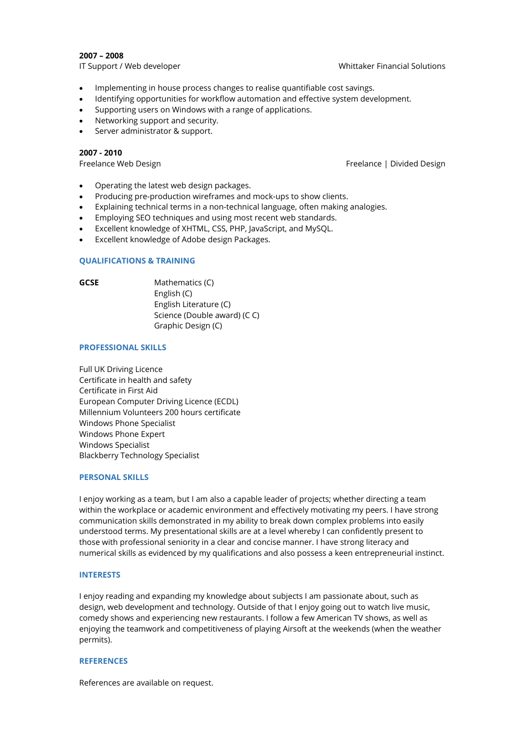**2007 – 2008**

IT Support / Web developer — Whittaker Financial Solutions

- Implementing in house process changes to realise quantifiable cost savings.
- Identifying opportunities for workflow automation and effective system development.
- Supporting users on Windows with a range of applications.
- Networking support and security.
- Server administrator & support.

**2007 - 2010**

Freelance Web Design — Freelance | Divided Design

- Operating the latest web design packages.
- Producing pre-production wireframes and mock-ups to show clients.
- Explaining technical terms in a non-technical language, often making analogies.
- Employing SEO techniques and using most recent web standards.
- Excellent knowledge of XHTML, CSS, PHP, JavaScript, and MySQL.
- Excellent knowledge of Adobe design Packages.

## QUALIFICATIONS & TRAINING

**GCSE**

Mathematics (C)
English (C)
English Literature (C)
Science (Double award) (C C)
Graphic Design (C)

## PROFESSIONAL SKILLS

Full UK Driving Licence
Certificate in health and safety
Certificate in First Aid
European Computer Driving Licence (ECDL)
Millennium Volunteers 200 hours certificate
Windows Phone Specialist
Windows Phone Expert
Windows Specialist
Blackberry Technology Specialist

## PERSONAL SKILLS

I enjoy working as a team, but I am also a capable leader of projects; whether directing a team within the workplace or academic environment and effectively motivating my peers. I have strong communication skills demonstrated in my ability to break down complex problems into easily understood terms. My presentational skills are at a level whereby I can confidently present to those with professional seniority in a clear and concise manner. I have strong literacy and numerical skills as evidenced by my qualifications and also possess a keen entrepreneurial instinct.

## INTERESTS

I enjoy reading and expanding my knowledge about subjects I am passionate about, such as design, web development and technology. Outside of that I enjoy going out to watch live music, comedy shows and experiencing new restaurants. I follow a few American TV shows, as well as enjoying the teamwork and competitiveness of playing Airsoft at the weekends (when the weather permits).

## REFERENCES

References are available on request.